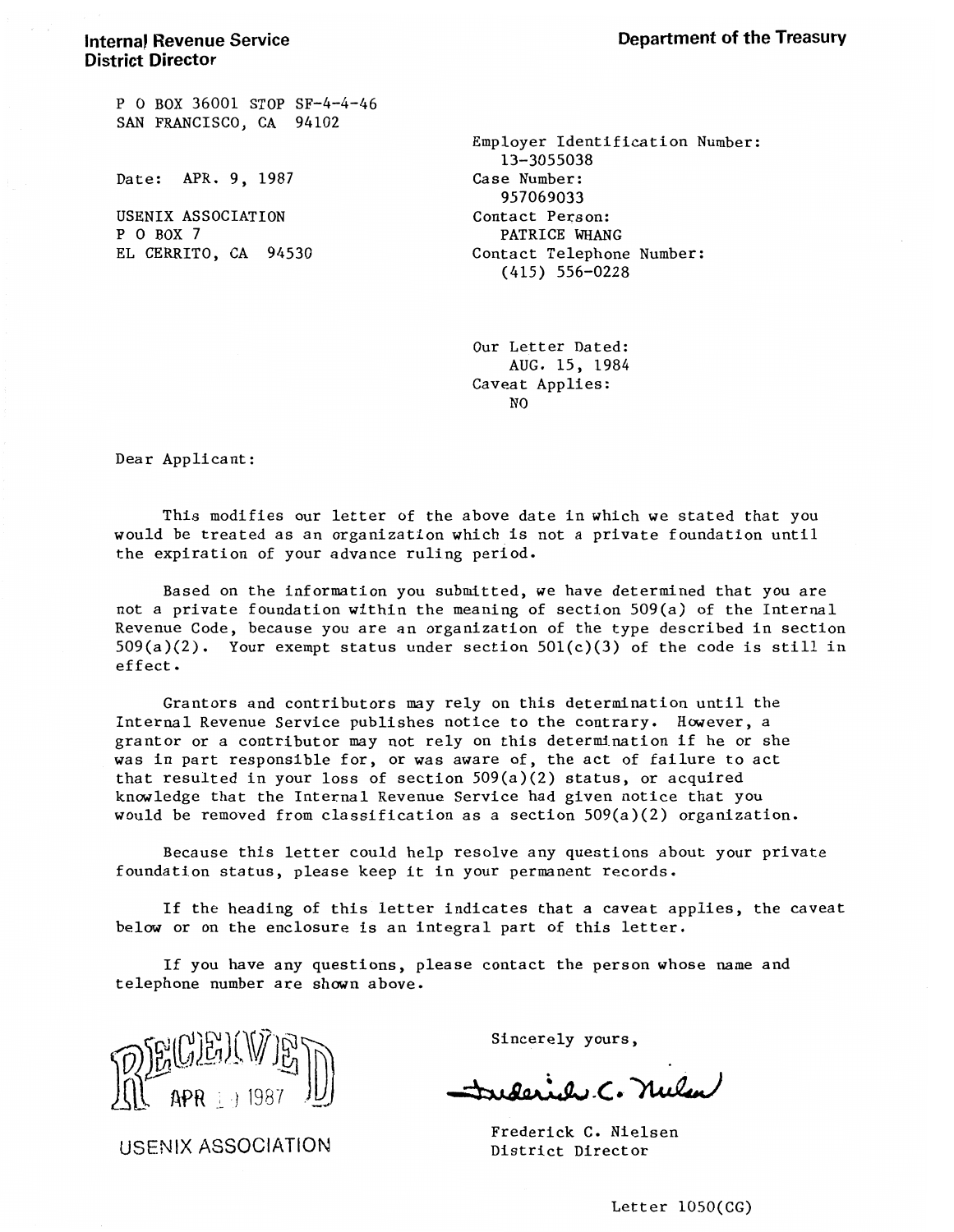**Internal Revenue Service**
**District Director**

**Department of the Treasury**

P O BOX 36001 STOP SF-4-4-46
SAN FRANCISCO, CA 94102

Date: APR. 9, 1987

USENIX ASSOCIATION
P O BOX 7
EL CERRITO, CA 94530

Employer Identification Number:
13-3055038
Case Number:
957069033
Contact Person:
PATRICE WHANG
Contact Telephone Number:
(415) 556-0228

Our Letter Dated:
AUG. 15, 1984
Caveat Applies:
NO

Dear Applicant:

This modifies our letter of the above date in which we stated that you would be treated as an organization which is not a private foundation until the expiration of your advance ruling period.

Based on the information you submitted, we have determined that you are not a private foundation within the meaning of section 509(a) of the Internal Revenue Code, because you are an organization of the type described in section 509(a)(2). Your exempt status under section 501(c)(3) of the code is still in effect.

Grantors and contributors may rely on this determination until the Internal Revenue Service publishes notice to the contrary. However, a grantor or a contributor may not rely on this determination if he or she was in part responsible for, or was aware of, the act of failure to act that resulted in your loss of section 509(a)(2) status, or acquired knowledge that the Internal Revenue Service had given notice that you would be removed from classification as a section 509(a)(2) organization.

Because this letter could help resolve any questions about your private foundation status, please keep it in your permanent records.

If the heading of this letter indicates that a caveat applies, the caveat below or on the enclosure is an integral part of this letter.

If you have any questions, please contact the person whose name and telephone number are shown above.

RECEIVED
APR 1 1987
USENIX ASSOCIATION

Sincerely yours,

Frederick C. Nielsen

Frederick C. Nielsen
District Director

Letter 1050(CG)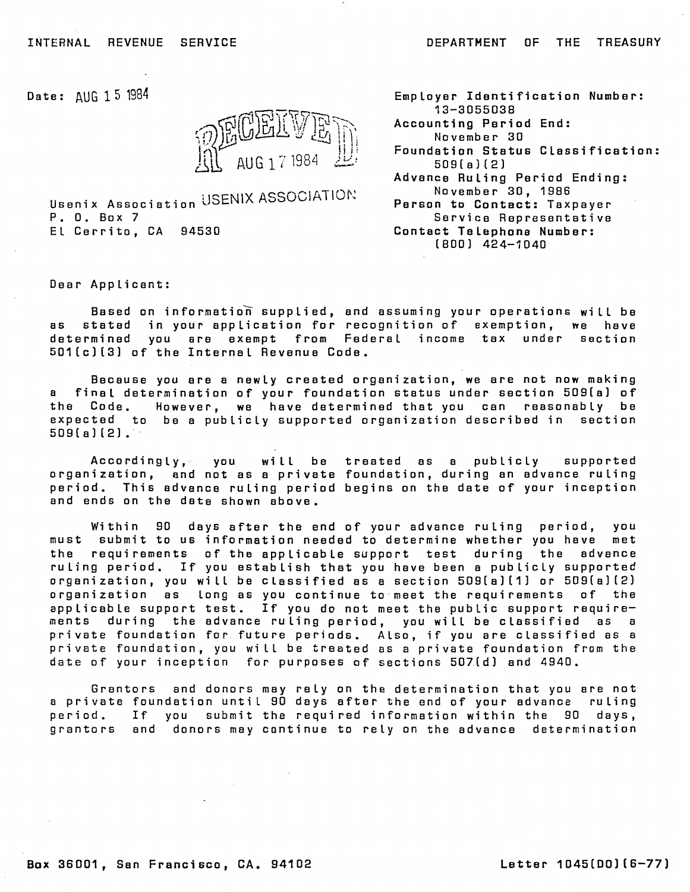INTERNAL REVENUE SERVICE

DEPARTMENT OF THE TREASURY

Date: AUG 15 1984

RECEIVED AUG 17 1984 USENIX ASSOCIATION

Usenix Association
P. O. Box 7
El Cerrito, CA 94530

Employer Identification Number:
13-3055038
Accounting Period End:
November 30
Foundation Status Classification:
509(a)(2)
Advance Ruling Period Ending:
November 30, 1986
Person to Contact: Taxpayer Service Representative
Contact Telephone Number:
(800) 424-1040

Dear Applicant:

Based on information supplied, and assuming your operations will be as stated in your application for recognition of exemption, we have determined you are exempt from Federal income tax under section 501(c)(3) of the Internal Revenue Code.

Because you are a newly created organization, we are not now making a final determination of your foundation status under section 509(a) of the Code. However, we have determined that you can reasonably be expected to be a publicly supported organization described in section 509(a)(2).

Accordingly, you will be treated as a publicly supported organization, and not as a private foundation, during an advance ruling period. This advance ruling period begins on the date of your inception and ends on the date shown above.

Within 90 days after the end of your advance ruling period, you must submit to us information needed to determine whether you have met the requirements of the applicable support test during the advance ruling period. If you establish that you have been a publicly supported organization, you will be classified as a section 509(a)(1) or 509(a)(2) organization as long as you continue to meet the requirements of the applicable support test. If you do not meet the public support requirements during the advance ruling period, you will be classified as a private foundation for future periods. Also, if you are classified as a private foundation, you will be treated as a private foundation from the date of your inception for purposes of sections 507(d) and 4940.

Grantors and donors may rely on the determination that you are not a private foundation until 90 days after the end of your advance ruling period. If you submit the required information within the 90 days, grantors and donors may continue to rely on the advance determination

Box 36001, San Francisco, CA. 94102

Letter 1045(DO)(6-77)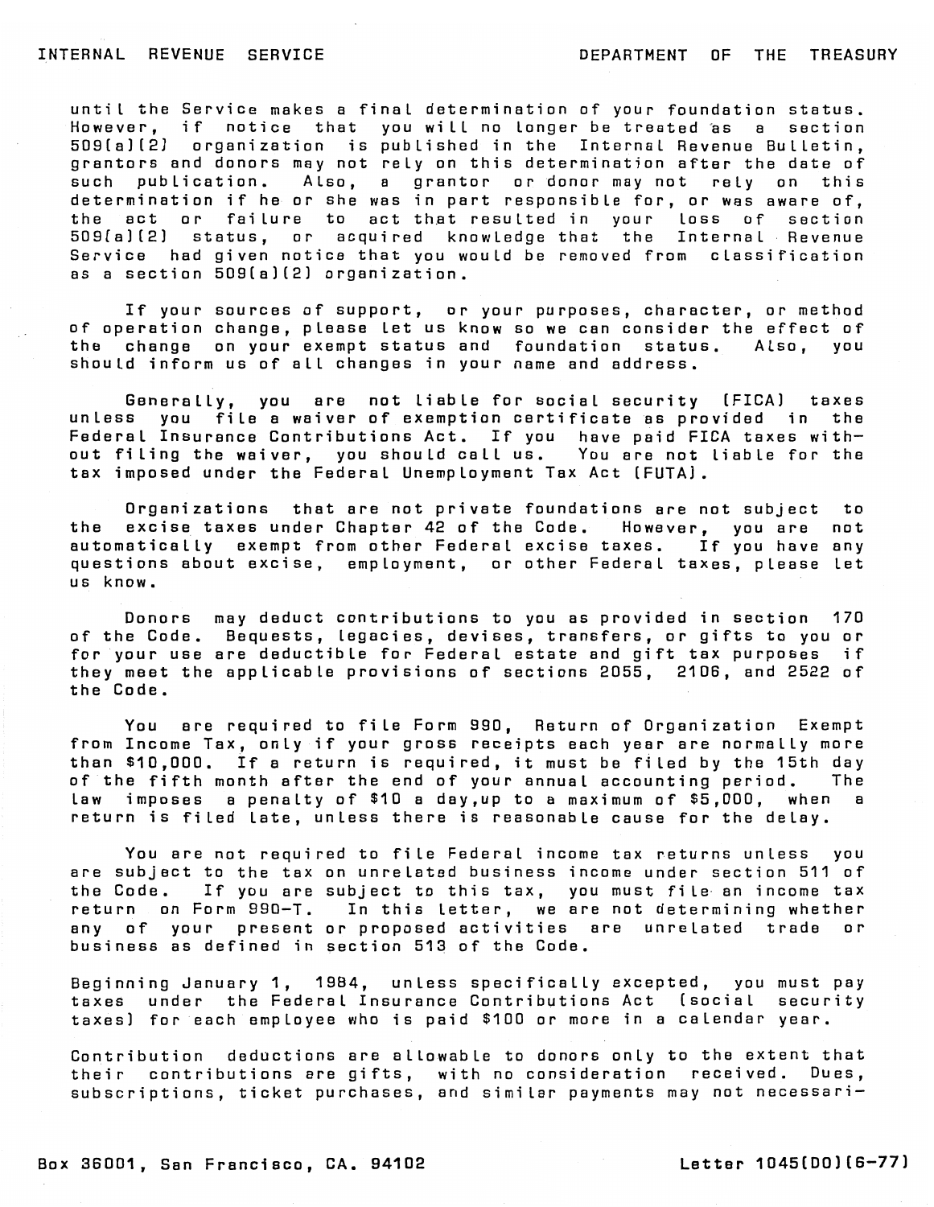until the Service makes a final determination of your foundation status. However, if notice that you will no longer be treated as a section 509(a)(2) organization is published in the Internal Revenue Bulletin, grantors and donors may not rely on this determination after the date of such publication. Also, a grantor or donor may not rely on this determination if he or she was in part responsible for, or was aware of, the act or failure to act that resulted in your loss of section 509(a)(2) status, or acquired knowledge that the Internal Revenue Service had given notice that you would be removed from classification as a section 509(a)(2) organization.

If your sources of support, or your purposes, character, or method of operation change, please let us know so we can consider the effect of the change on your exempt status and foundation status. Also, you should inform us of all changes in your name and address.

Generally, you are not liable for social security (FICA) taxes unless you file a waiver of exemption certificate as provided in the Federal Insurance Contributions Act. If you have paid FICA taxes without filing the waiver, you should call us. You are not liable for the tax imposed under the Federal Unemployment Tax Act (FUTA).

Organizations that are not private foundations are not subject to the excise taxes under Chapter 42 of the Code. However, you are not automatically exempt from other Federal excise taxes. If you have any questions about excise, employment, or other Federal taxes, please let us know.

Donors may deduct contributions to you as provided in section 170 of the Code. Bequests, legacies, devises, transfers, or gifts to you or for your use are deductible for Federal estate and gift tax purposes if they meet the applicable provisions of sections 2055, 2106, and 2522 of the Code.

You are required to file Form 990, Return of Organization Exempt from Income Tax, only if your gross receipts each year are normally more than $10,000. If a return is required, it must be filed by the 15th day of the fifth month after the end of your annual accounting period. The law imposes a penalty of $10 a day, up to a maximum of $5,000, when a return is filed late, unless there is reasonable cause for the delay.

You are not required to file Federal income tax returns unless you are subject to the tax on unrelated business income under section 511 of the Code. If you are subject to this tax, you must file an income tax return on Form 990-T. In this letter, we are not determining whether any of your present or proposed activities are unrelated trade or business as defined in section 513 of the Code.

Beginning January 1, 1984, unless specifically excepted, you must pay taxes under the Federal Insurance Contributions Act (social security taxes) for each employee who is paid $100 or more in a calendar year.

Contribution deductions are allowable to donors only to the extent that their contributions are gifts, with no consideration received. Dues, subscriptions, ticket purchases, and similar payments may not necessari-

Box 36001, San Francisco, CA. 94102 Letter 1045(DO)(6-77)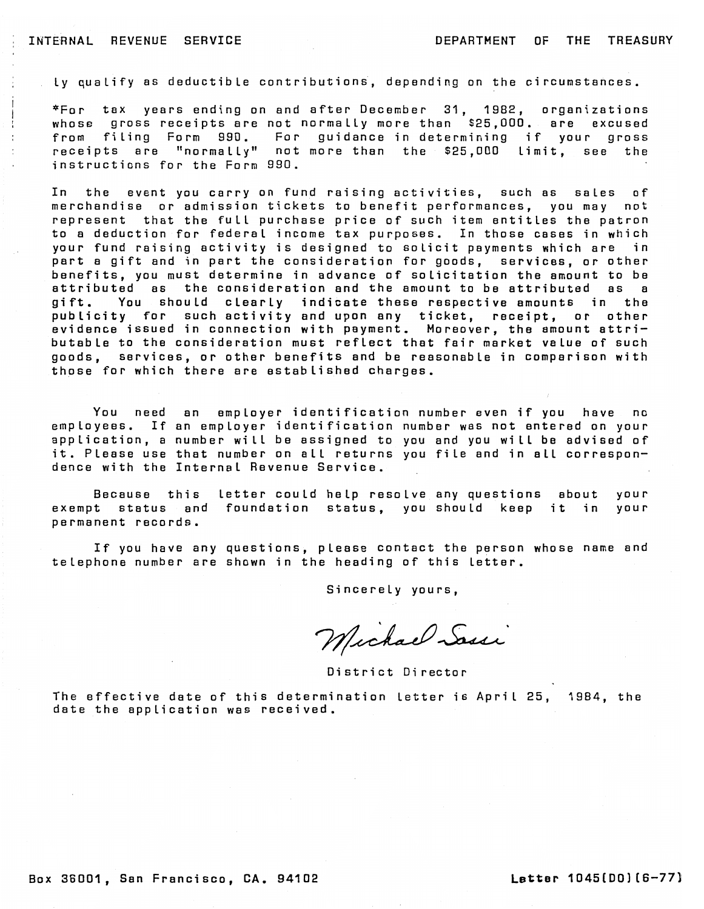ly qualify as deductible contributions, depending on the circumstances.

*For tax years ending on and after December 31, 1982, organizations whose gross receipts are not normally more than $25,000. are excused from filing Form 990. For guidance in determining if your gross receipts are "normally" not more than the $25,000 limit, see the instructions for the Form 990.

In the event you carry on fund raising activities, such as sales of merchandise or admission tickets to benefit performances, you may not represent that the full purchase price of such item entitles the patron to a deduction for federal income tax purposes. In those cases in which your fund raising activity is designed to solicit payments which are in part a gift and in part the consideration for goods, services, or other benefits, you must determine in advance of solicitation the amount to be attributed as the consideration and the amount to be attributed as a gift. You should clearly indicate these respective amounts in the publicity for such activity and upon any ticket, receipt, or other evidence issued in connection with payment. Moreover, the amount attributable to the consideration must reflect that fair market value of such goods, services, or other benefits and be reasonable in comparison with those for which there are established charges.

You need an employer identification number even if you have no employees. If an employer identification number was not entered on your application, a number will be assigned to you and you will be advised of it. Please use that number on all returns you file and in all correspondence with the Internal Revenue Service.

Because this letter could help resolve any questions about your exempt status and foundation status, you should keep it in your permanent records.

If you have any questions, please contact the person whose name and telephone number are shown in the heading of this letter.

Sincerely yours,

Michael Sassi

District Director

The effective date of this determination letter is April 25, 1984, the date the application was received.

Box 36001, San Francisco, CA. 94102

Letter 1045(DO)(6-77)